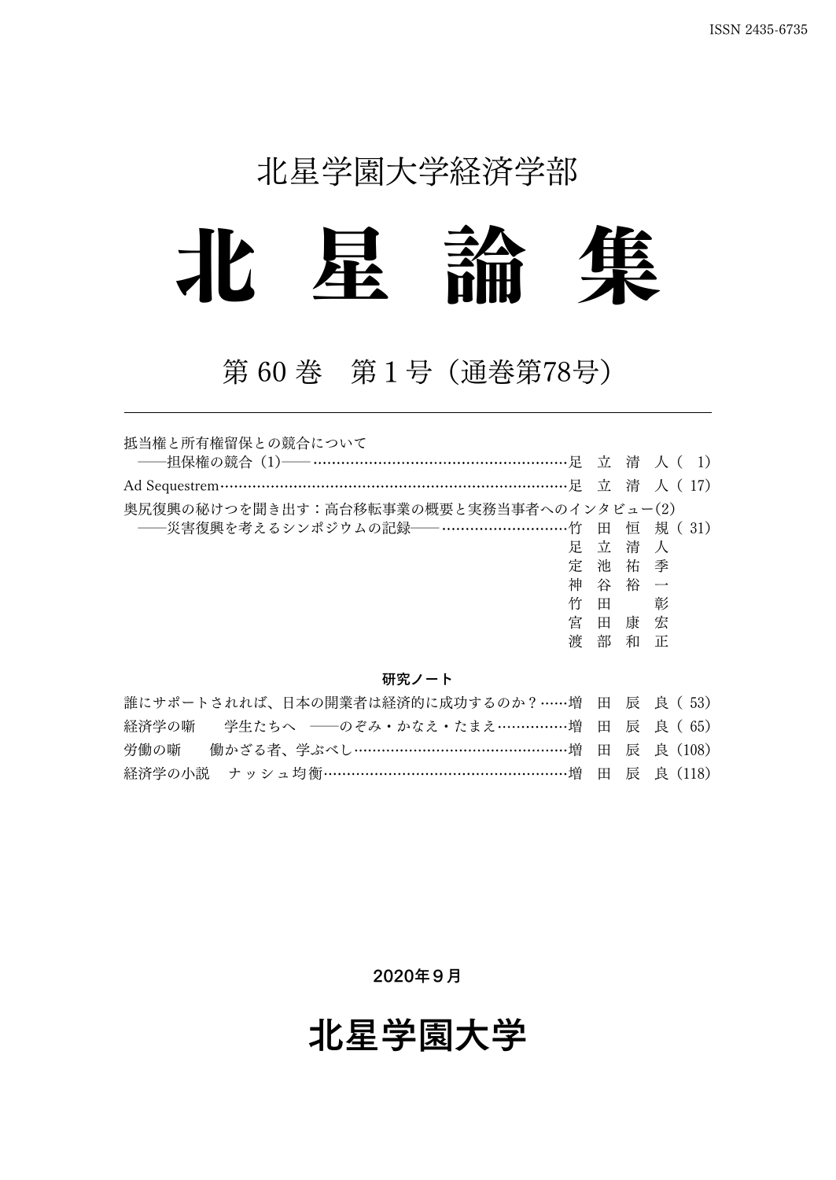ISSN 2435-6735

北星学園大学経済学部

# 北 星 論 集

## 第 60 巻　第 1 号（通巻第78号）

---

抵当権と所有権留保との競合について
　――担保権の競合（1）―― ……………………………………………足　立　清　人（ 1）

Ad Sequestrem……………………………………………………………………足　立　清　人（ 17）

奥尻復興の秘けつを聞き出す：高台移転事業の概要と実務当事者へのインタビュー(2)
　――災害復興を考えるシンポジウムの記録―― ………………………竹　田　恒　規（ 31）
足　立　清　人
定　池　祐　季
神　谷　裕　一
竹　田　　　彰
宮　田　康　宏
渡　部　和　正

**研究ノート**

誰にサポートされれば、日本の開業者は経済的に成功するのか？……増　田　辰　良（ 53）

経済学の噺　　学生たちへ　――のぞみ・かなえ・たまえ……………増　田　辰　良（ 65）

労働の噺　　働かざる者、学ぶべし………………………………………増　田　辰　良（108）

経済学の小説　ナッシュ均衡………………………………………………増　田　辰　良（118）

2020年９月

**北星学園大学**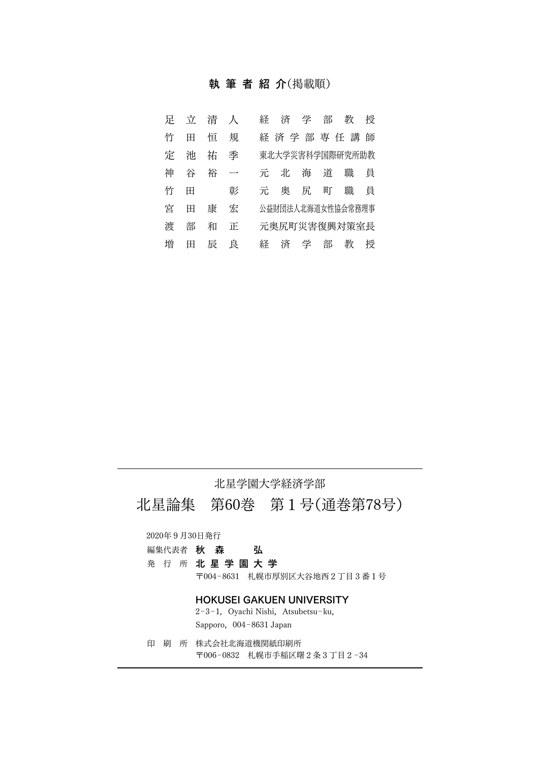## 執筆者紹介（掲載順）

| | |
|---|---|
| 足立清人 | 経済学部教授 |
| 竹田恒規 | 経済学部専任講師 |
| 定池祐季 | 東北大学災害科学国際研究所助教 |
| 神谷裕一 | 元北海道職員 |
| 竹田　彰 | 元奥尻町職員 |
| 宮田康宏 | 公益財団法人北海道女性協会常務理事 |
| 渡部和正 | 元奥尻町災害復興対策室長 |
| 増田辰良 | 経済学部教授 |

---

北星学園大学経済学部

# 北星論集　第60巻　第１号（通巻第78号）

2020年９月30日発行

編集代表者　**秋　森　　弘**

発 行 所　**北星学園大学**

〒004-8631　札幌市厚別区大谷地西２丁目３番１号

**HOKUSEI GAKUEN UNIVERSITY**

2-3-1, Oyachi Nishi, Atsubetsu-ku,

Sapporo, 004-8631 Japan

印 刷 所　株式会社北海道機関紙印刷所

〒006-0832　札幌市手稲区曙２条３丁目２-34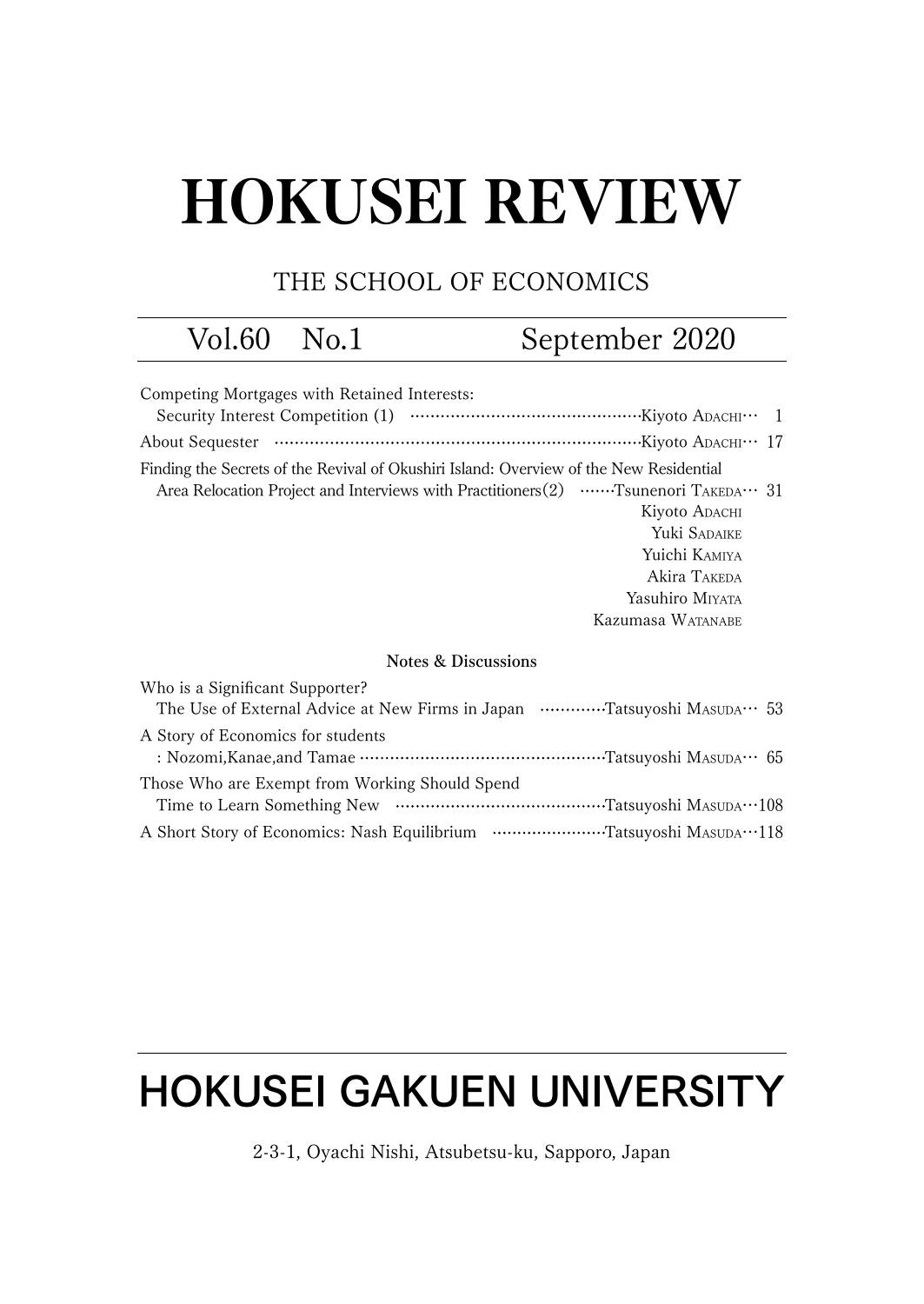# HOKUSEI REVIEW

THE SCHOOL OF ECONOMICS

Vol.60 No.1 September 2020

Competing Mortgages with Retained Interests:
Security Interest Competition (1) ……………………………………………Kiyoto ADACHI… 1

About Sequester ………………………………………………………………………Kiyoto ADACHI… 17

Finding the Secrets of the Revival of Okushiri Island: Overview of the New Residential Area Relocation Project and Interviews with Practitioners(2) …….Tsunenori TAKEDA… 31
Kiyoto ADACHI
Yuki SADAIKE
Yuichi KAMIYA
Akira TAKEDA
Yasuhiro MIYATA
Kazumasa WATANABE

**Notes & Discussions**

Who is a Significant Supporter?
The Use of External Advice at New Firms in Japan ………….Tatsuyoshi MASUDA… 53

A Story of Economics for students
: Nozomi,Kanae,and Tamae ……………………………………………Tatsuyoshi MASUDA… 65

Those Who are Exempt from Working Should Spend
Time to Learn Something New ………………………………………Tatsuyoshi MASUDA…108

A Short Story of Economics: Nash Equilibrium ……………………Tatsuyoshi MASUDA…118

# HOKUSEI GAKUEN UNIVERSITY

2-3-1, Oyachi Nishi, Atsubetsu-ku, Sapporo, Japan